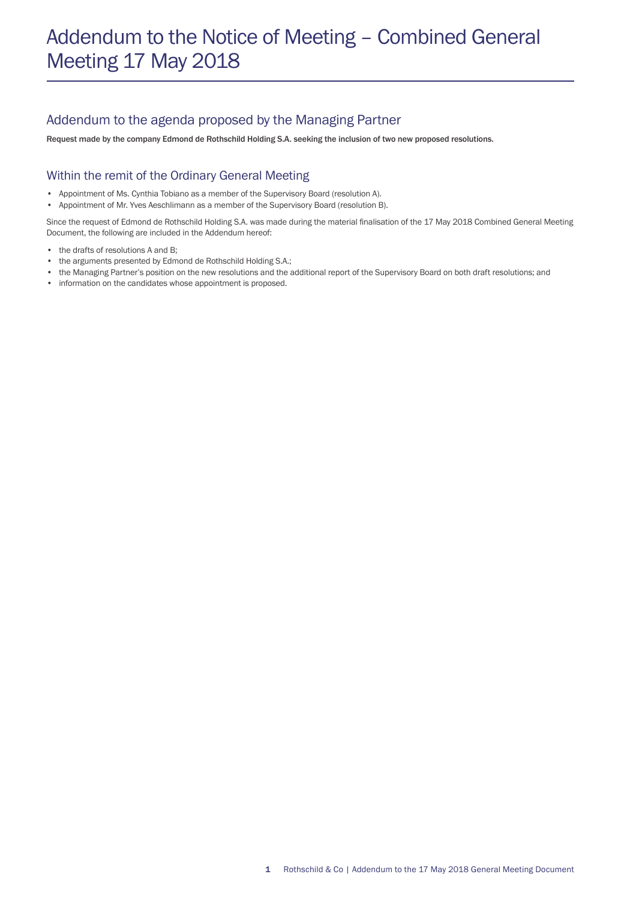# Addendum to the Notice of Meeting – Combined General Meeting 17 May 2018

## Addendum to the agenda proposed by the Managing Partner

**Request made by the company Edmond de Rothschild Holding S.A. seeking the inclusion of two new proposed resolutions.**

## Within the remit of the Ordinary General Meeting

- Appointment of Ms. Cynthia Tobiano as a member of the Supervisory Board (resolution A).
- Appointment of Mr. Yves Aeschlimann as a member of the Supervisory Board (resolution B).

Since the request of Edmond de Rothschild Holding S.A. was made during the material finalisation of the 17 May 2018 Combined General Meeting Document, the following are included in the Addendum hereof:

- the drafts of resolutions A and B;
- the arguments presented by Edmond de Rothschild Holding S.A.;
- the Managing Partner's position on the new resolutions and the additional report of the Supervisory Board on both draft resolutions; and
- information on the candidates whose appointment is proposed.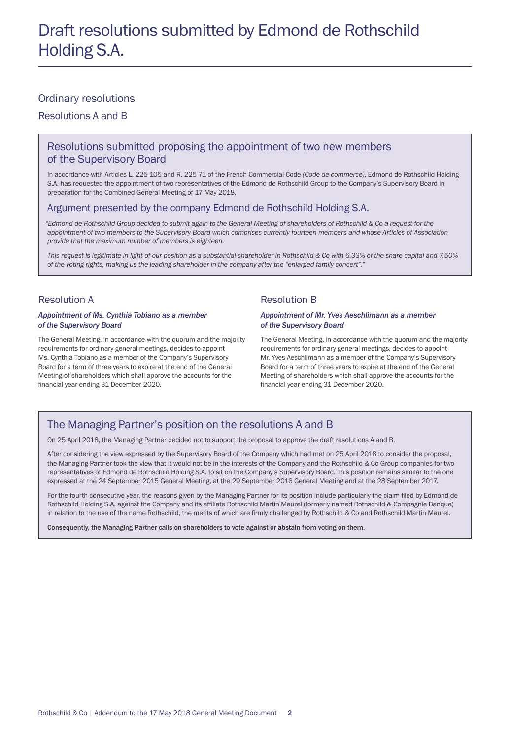# Draft resolutions submitted by Edmond de Rothschild Holding S.A.

## Ordinary resolutions

### Resolutions A and B

### Resolutions submitted proposing the appointment of two new members of the Supervisory Board

In accordance with Articles L. 225-105 and R. 225-71 of the French Commercial Code *(Code de commerce)*, Edmond de Rothschild Holding S.A. has requested the appointment of two representatives of the Edmond de Rothschild Group to the Company's Supervisory Board in preparation for the Combined General Meeting of 17 May 2018.

### Argument presented by the company Edmond de Rothschild Holding S.A.

*"Edmond de Rothschild Group decided to submit again to the General Meeting of shareholders of Rothschild & Co a request for the appointment of two members to the Supervisory Board which comprises currently fourteen members and whose Articles of Association provide that the maximum number of members is eighteen.*

*This request is legitimate in light of our position as a substantial shareholder in Rothschild & Co with 6.33% of the share capital and 7.50% of the voting rights, making us the leading shareholder in the company after the "enlarged family concert"."*

### Resolution A

***Appointment of Ms. Cynthia Tobiano as a member of the Supervisory Board***

The General Meeting, in accordance with the quorum and the majority requirements for ordinary general meetings, decides to appoint Ms. Cynthia Tobiano as a member of the Company's Supervisory Board for a term of three years to expire at the end of the General Meeting of shareholders which shall approve the accounts for the financial year ending 31 December 2020.

### Resolution B

***Appointment of Mr. Yves Aeschlimann as a member of the Supervisory Board***

The General Meeting, in accordance with the quorum and the majority requirements for ordinary general meetings, decides to appoint Mr. Yves Aeschlimann as a member of the Company's Supervisory Board for a term of three years to expire at the end of the General Meeting of shareholders which shall approve the accounts for the financial year ending 31 December 2020.

### The Managing Partner's position on the resolutions A and B

On 25 April 2018, the Managing Partner decided not to support the proposal to approve the draft resolutions A and B.

After considering the view expressed by the Supervisory Board of the Company which had met on 25 April 2018 to consider the proposal, the Managing Partner took the view that it would not be in the interests of the Company and the Rothschild & Co Group companies for two representatives of Edmond de Rothschild Holding S.A. to sit on the Company's Supervisory Board. This position remains similar to the one expressed at the 24 September 2015 General Meeting, at the 29 September 2016 General Meeting and at the 28 September 2017.

For the fourth consecutive year, the reasons given by the Managing Partner for its position include particularly the claim filed by Edmond de Rothschild Holding S.A. against the Company and its affiliate Rothschild Martin Maurel (formerly named Rothschild & Compagnie Banque) in relation to the use of the name Rothschild, the merits of which are firmly challenged by Rothschild & Co and Rothschild Martin Maurel.

**Consequently, the Managing Partner calls on shareholders to vote against or abstain from voting on them.**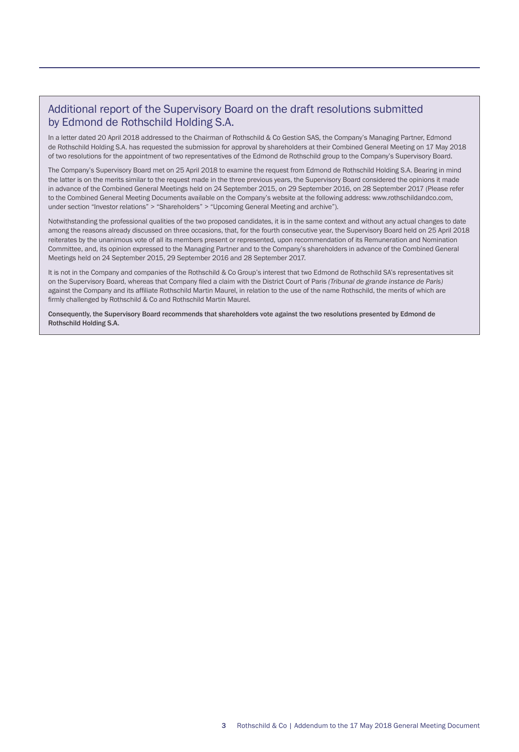## Additional report of the Supervisory Board on the draft resolutions submitted by Edmond de Rothschild Holding S.A.

In a letter dated 20 April 2018 addressed to the Chairman of Rothschild & Co Gestion SAS, the Company's Managing Partner, Edmond de Rothschild Holding S.A. has requested the submission for approval by shareholders at their Combined General Meeting on 17 May 2018 of two resolutions for the appointment of two representatives of the Edmond de Rothschild group to the Company's Supervisory Board.

The Company's Supervisory Board met on 25 April 2018 to examine the request from Edmond de Rothschild Holding S.A. Bearing in mind the latter is on the merits similar to the request made in the three previous years, the Supervisory Board considered the opinions it made in advance of the Combined General Meetings held on 24 September 2015, on 29 September 2016, on 28 September 2017 (Please refer to the Combined General Meeting Documents available on the Company's website at the following address: www.rothschildandco.com, under section "Investor relations" > "Shareholders" > "Upcoming General Meeting and archive").

Notwithstanding the professional qualities of the two proposed candidates, it is in the same context and without any actual changes to date among the reasons already discussed on three occasions, that, for the fourth consecutive year, the Supervisory Board held on 25 April 2018 reiterates by the unanimous vote of all its members present or represented, upon recommendation of its Remuneration and Nomination Committee, and, its opinion expressed to the Managing Partner and to the Company's shareholders in advance of the Combined General Meetings held on 24 September 2015, 29 September 2016 and 28 September 2017.

It is not in the Company and companies of the Rothschild & Co Group's interest that two Edmond de Rothschild SA's representatives sit on the Supervisory Board, whereas that Company filed a claim with the District Court of Paris *(Tribunal de grande instance de Paris)* against the Company and its affiliate Rothschild Martin Maurel, in relation to the use of the name Rothschild, the merits of which are firmly challenged by Rothschild & Co and Rothschild Martin Maurel.

**Consequently, the Supervisory Board recommends that shareholders vote against the two resolutions presented by Edmond de Rothschild Holding S.A.**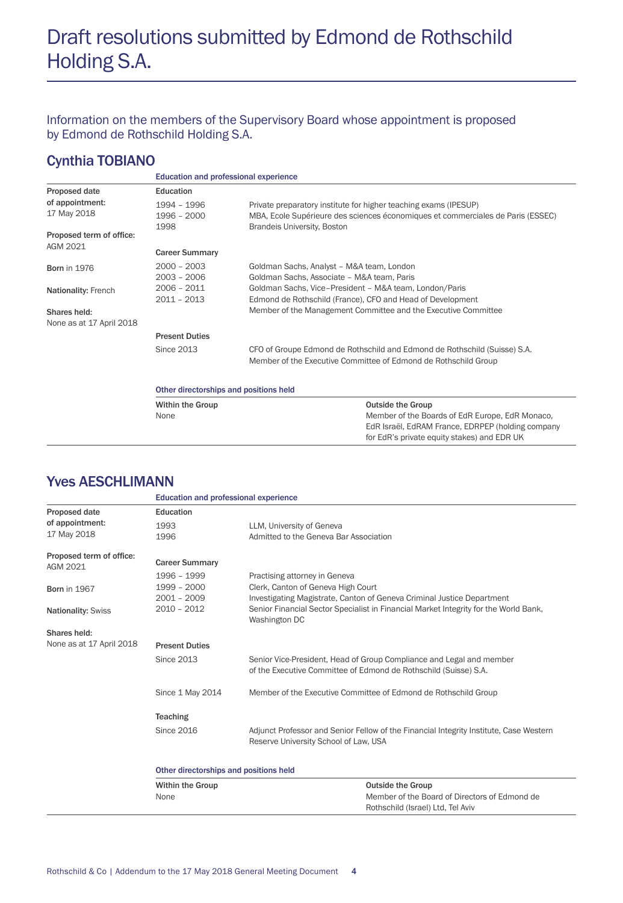# Draft resolutions submitted by Edmond de Rothschild Holding S.A.

Information on the members of the Supervisory Board whose appointment is proposed by Edmond de Rothschild Holding S.A.

## Cynthia TOBIANO

**Proposed date of appointment:** 17 May 2018

**Proposed term of office:** AGM 2021

**Born** in 1976

**Nationality:** French

**Shares held:** None as at 17 April 2018

### Education and professional experience

**Education**

| | |
|---|---|
| 1994 – 1996 | Private preparatory institute for higher teaching exams (IPESUP) |
| 1996 – 2000 | MBA, Ecole Supérieure des sciences économiques et commerciales de Paris (ESSEC) |
| 1998 | Brandeis University, Boston |

**Career Summary**

| | |
|---|---|
| 2000 – 2003 | Goldman Sachs, Analyst – M&A team, London |
| 2003 – 2006 | Goldman Sachs, Associate – M&A team, Paris |
| 2006 – 2011 | Goldman Sachs, Vice–President – M&A team, London/Paris |
| 2011 – 2013 | Edmond de Rothschild (France), CFO and Head of Development<br>Member of the Management Committee and the Executive Committee |

**Present Duties**

| | |
|---|---|
| Since 2013 | CFO of Groupe Edmond de Rothschild and Edmond de Rothschild (Suisse) S.A.<br>Member of the Executive Committee of Edmond de Rothschild Group |

### Other directorships and positions held

| Within the Group | Outside the Group |
|---|---|
| None | Member of the Boards of EdR Europe, EdR Monaco, EdR Israël, EdRAM France, EDRPEP (holding company for EdR's private equity stakes) and EDR UK |

## Yves AESCHLIMANN

**Proposed date of appointment:** 17 May 2018

**Proposed term of office:** AGM 2021

**Born** in 1967

**Nationality:** Swiss

**Shares held:** None as at 17 April 2018

### Education and professional experience

**Education**

| | |
|---|---|
| 1993 | LLM, University of Geneva |
| 1996 | Admitted to the Geneva Bar Association |

**Career Summary**

| | |
|---|---|
| 1996 – 1999 | Practising attorney in Geneva |
| 1999 – 2000 | Clerk, Canton of Geneva High Court |
| 2001 – 2009 | Investigating Magistrate, Canton of Geneva Criminal Justice Department |
| 2010 – 2012 | Senior Financial Sector Specialist in Financial Market Integrity for the World Bank, Washington DC |

**Present Duties**

| | |
|---|---|
| Since 2013 | Senior Vice-President, Head of Group Compliance and Legal and member of the Executive Committee of Edmond de Rothschild (Suisse) S.A. |
| Since 1 May 2014 | Member of the Executive Committee of Edmond de Rothschild Group |

**Teaching**

| | |
|---|---|
| Since 2016 | Adjunct Professor and Senior Fellow of the Financial Integrity Institute, Case Western Reserve University School of Law, USA |

### Other directorships and positions held

| Within the Group | Outside the Group |
|---|---|
| None | Member of the Board of Directors of Edmond de Rothschild (Israel) Ltd, Tel Aviv |